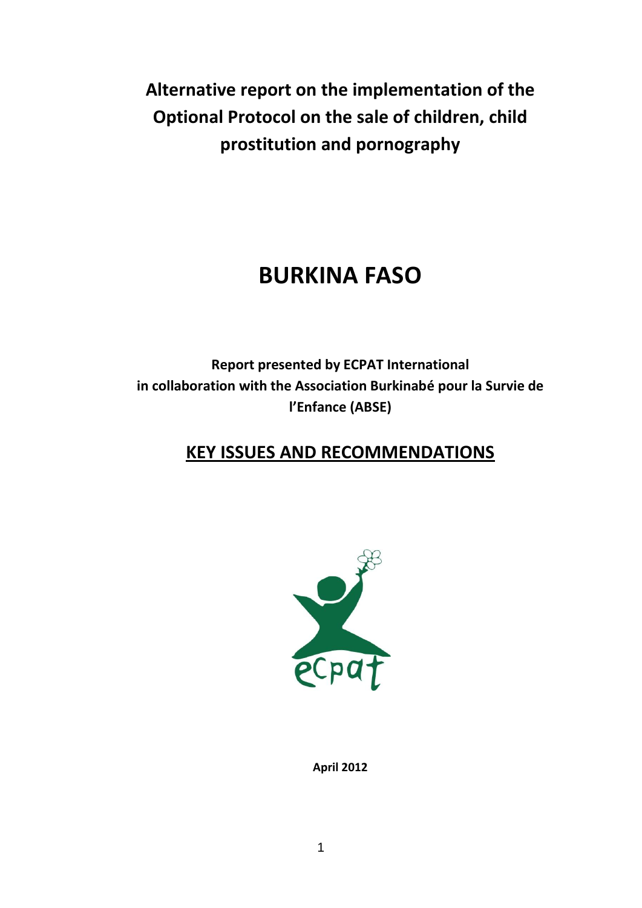# Alternative report on the implementation of the Optional Protocol on the sale of children, child prostitution and pornography

# BURKINA FASO

**Report presented by ECPAT International in collaboration with the Association Burkinabé pour la Survie de l'Enfance (ABSE)**

## KEY ISSUES AND RECOMMENDATIONS

**April 2012**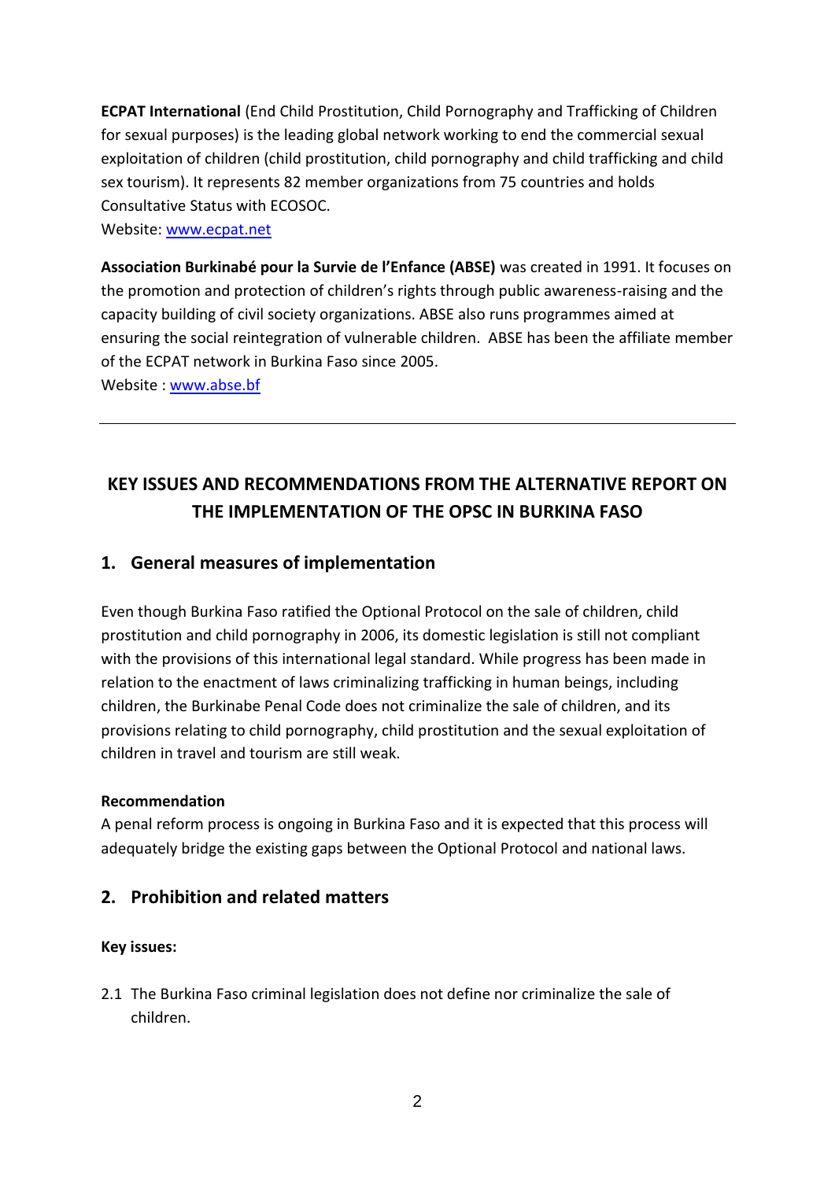**ECPAT International** (End Child Prostitution, Child Pornography and Trafficking of Children for sexual purposes) is the leading global network working to end the commercial sexual exploitation of children (child prostitution, child pornography and child trafficking and child sex tourism). It represents 82 member organizations from 75 countries and holds Consultative Status with ECOSOC.
Website: [www.ecpat.net](http://www.ecpat.net)

**Association Burkinabé pour la Survie de l'Enfance (ABSE)** was created in 1991. It focuses on the promotion and protection of children's rights through public awareness-raising and the capacity building of civil society organizations. ABSE also runs programmes aimed at ensuring the social reintegration of vulnerable children. ABSE has been the affiliate member of the ECPAT network in Burkina Faso since 2005.
Website : [www.abse.bf](http://www.abse.bf)

---

## KEY ISSUES AND RECOMMENDATIONS FROM THE ALTERNATIVE REPORT ON THE IMPLEMENTATION OF THE OPSC IN BURKINA FASO

### 1. General measures of implementation

Even though Burkina Faso ratified the Optional Protocol on the sale of children, child prostitution and child pornography in 2006, its domestic legislation is still not compliant with the provisions of this international legal standard. While progress has been made in relation to the enactment of laws criminalizing trafficking in human beings, including children, the Burkinabe Penal Code does not criminalize the sale of children, and its provisions relating to child pornography, child prostitution and the sexual exploitation of children in travel and tourism are still weak.

**Recommendation**

A penal reform process is ongoing in Burkina Faso and it is expected that this process will adequately bridge the existing gaps between the Optional Protocol and national laws.

### 2. Prohibition and related matters

**Key issues:**

2.1 The Burkina Faso criminal legislation does not define nor criminalize the sale of children.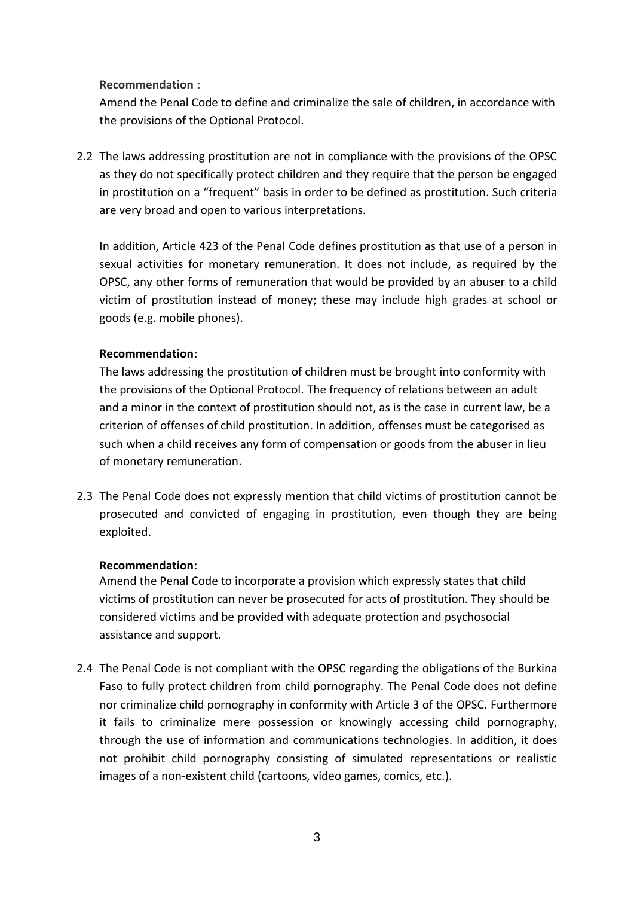**Recommendation :**

Amend the Penal Code to define and criminalize the sale of children, in accordance with the provisions of the Optional Protocol.

2.2 The laws addressing prostitution are not in compliance with the provisions of the OPSC as they do not specifically protect children and they require that the person be engaged in prostitution on a "frequent" basis in order to be defined as prostitution. Such criteria are very broad and open to various interpretations.

In addition, Article 423 of the Penal Code defines prostitution as that use of a person in sexual activities for monetary remuneration. It does not include, as required by the OPSC, any other forms of remuneration that would be provided by an abuser to a child victim of prostitution instead of money; these may include high grades at school or goods (e.g. mobile phones).

**Recommendation:**

The laws addressing the prostitution of children must be brought into conformity with the provisions of the Optional Protocol. The frequency of relations between an adult and a minor in the context of prostitution should not, as is the case in current law, be a criterion of offenses of child prostitution. In addition, offenses must be categorised as such when a child receives any form of compensation or goods from the abuser in lieu of monetary remuneration.

2.3 The Penal Code does not expressly mention that child victims of prostitution cannot be prosecuted and convicted of engaging in prostitution, even though they are being exploited.

**Recommendation:**

Amend the Penal Code to incorporate a provision which expressly states that child victims of prostitution can never be prosecuted for acts of prostitution. They should be considered victims and be provided with adequate protection and psychosocial assistance and support.

2.4 The Penal Code is not compliant with the OPSC regarding the obligations of the Burkina Faso to fully protect children from child pornography. The Penal Code does not define nor criminalize child pornography in conformity with Article 3 of the OPSC. Furthermore it fails to criminalize mere possession or knowingly accessing child pornography, through the use of information and communications technologies. In addition, it does not prohibit child pornography consisting of simulated representations or realistic images of a non-existent child (cartoons, video games, comics, etc.).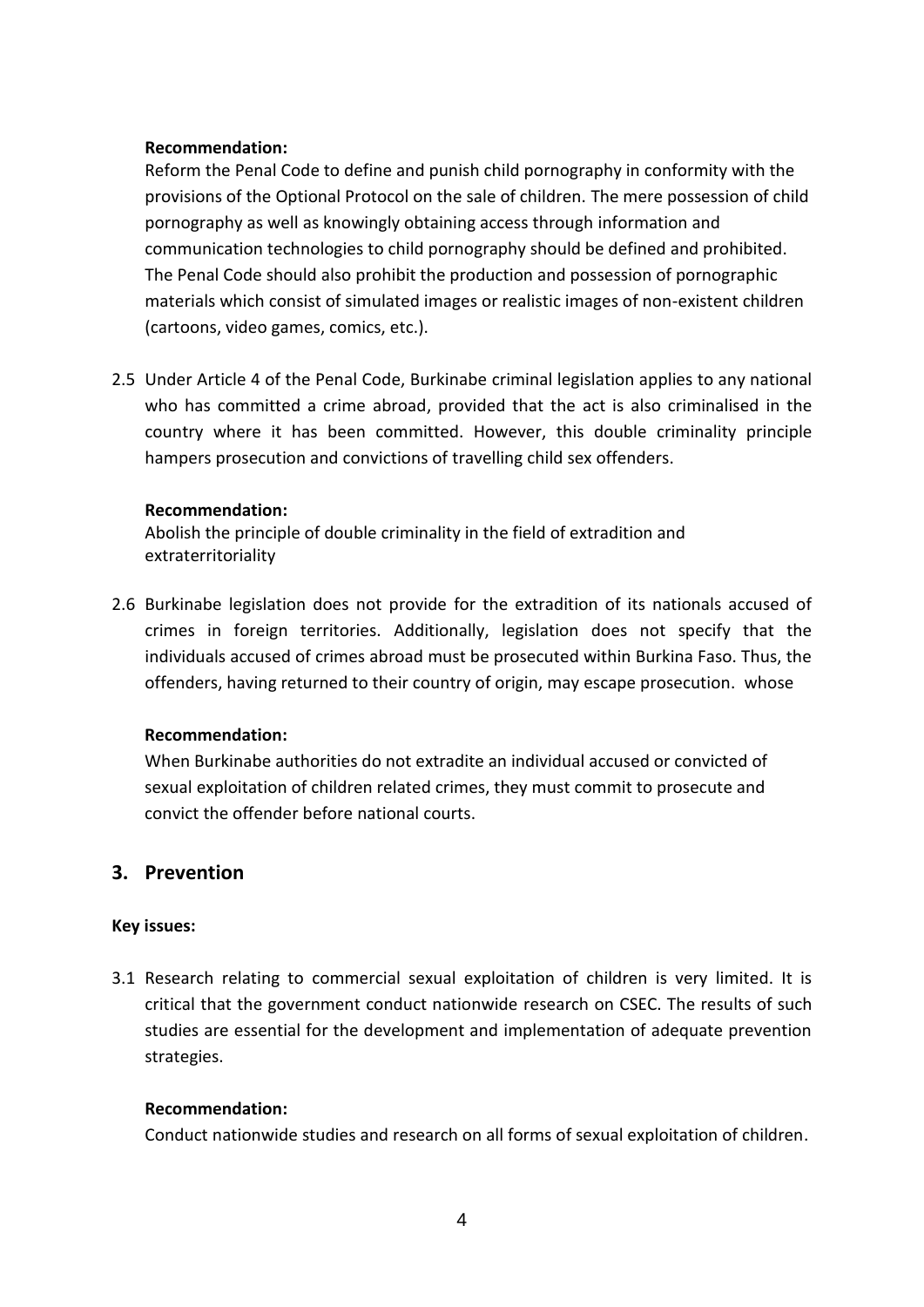**Recommendation:**

Reform the Penal Code to define and punish child pornography in conformity with the provisions of the Optional Protocol on the sale of children. The mere possession of child pornography as well as knowingly obtaining access through information and communication technologies to child pornography should be defined and prohibited. The Penal Code should also prohibit the production and possession of pornographic materials which consist of simulated images or realistic images of non-existent children (cartoons, video games, comics, etc.).

2.5 Under Article 4 of the Penal Code, Burkinabe criminal legislation applies to any national who has committed a crime abroad, provided that the act is also criminalised in the country where it has been committed. However, this double criminality principle hampers prosecution and convictions of travelling child sex offenders.

**Recommendation:**

Abolish the principle of double criminality in the field of extradition and extraterritoriality

2.6 Burkinabe legislation does not provide for the extradition of its nationals accused of crimes in foreign territories. Additionally, legislation does not specify that the individuals accused of crimes abroad must be prosecuted within Burkina Faso. Thus, the offenders, having returned to their country of origin, may escape prosecution. whose

**Recommendation:**

When Burkinabe authorities do not extradite an individual accused or convicted of sexual exploitation of children related crimes, they must commit to prosecute and convict the offender before national courts.

## 3. Prevention

**Key issues:**

3.1 Research relating to commercial sexual exploitation of children is very limited. It is critical that the government conduct nationwide research on CSEC. The results of such studies are essential for the development and implementation of adequate prevention strategies.

**Recommendation:**

Conduct nationwide studies and research on all forms of sexual exploitation of children.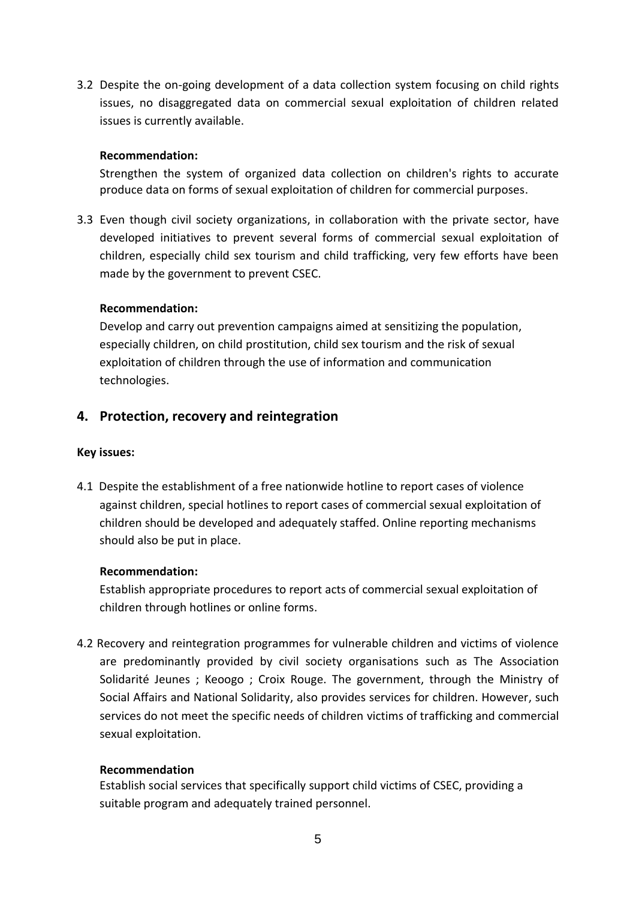3.2 Despite the on-going development of a data collection system focusing on child rights issues, no disaggregated data on commercial sexual exploitation of children related issues is currently available.

**Recommendation:**

Strengthen the system of organized data collection on children's rights to accurate produce data on forms of sexual exploitation of children for commercial purposes.

3.3 Even though civil society organizations, in collaboration with the private sector, have developed initiatives to prevent several forms of commercial sexual exploitation of children, especially child sex tourism and child trafficking, very few efforts have been made by the government to prevent CSEC.

**Recommendation:**

Develop and carry out prevention campaigns aimed at sensitizing the population, especially children, on child prostitution, child sex tourism and the risk of sexual exploitation of children through the use of information and communication technologies.

## 4. Protection, recovery and reintegration

**Key issues:**

4.1 Despite the establishment of a free nationwide hotline to report cases of violence against children, special hotlines to report cases of commercial sexual exploitation of children should be developed and adequately staffed. Online reporting mechanisms should also be put in place.

**Recommendation:**

Establish appropriate procedures to report acts of commercial sexual exploitation of children through hotlines or online forms.

4.2 Recovery and reintegration programmes for vulnerable children and victims of violence are predominantly provided by civil society organisations such as The Association Solidarité Jeunes ; Keoogo ; Croix Rouge. The government, through the Ministry of Social Affairs and National Solidarity, also provides services for children. However, such services do not meet the specific needs of children victims of trafficking and commercial sexual exploitation.

**Recommendation**

Establish social services that specifically support child victims of CSEC, providing a suitable program and adequately trained personnel.